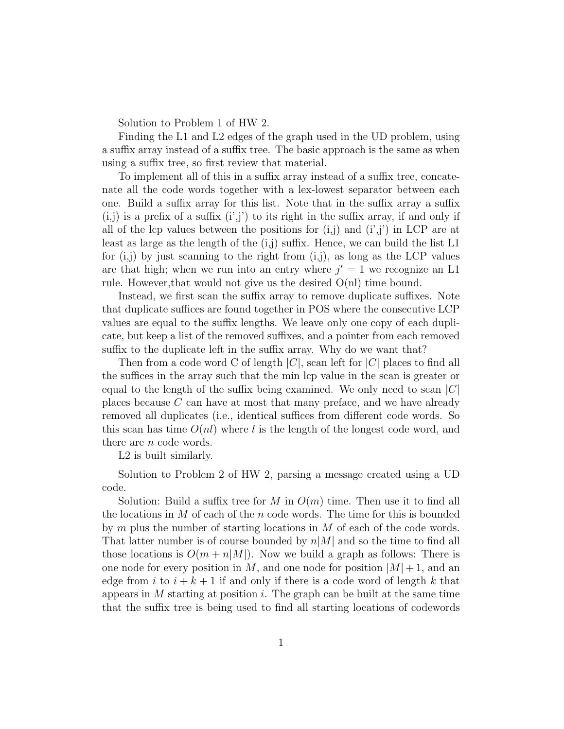Solution to Problem 1 of HW 2.

Finding the L1 and L2 edges of the graph used in the UD problem, using a suffix array instead of a suffix tree. The basic approach is the same as when using a suffix tree, so first review that material.

To implement all of this in a suffix array instead of a suffix tree, concatenate all the code words together with a lex-lowest separator between each one. Build a suffix array for this list. Note that in the suffix array a suffix (i,j) is a prefix of a suffix (i',j') to its right in the suffix array, if and only if all of the lcp values between the positions for (i,j) and (i',j') in LCP are at least as large as the length of the (i,j) suffix. Hence, we can build the list L1 for (i,j) by just scanning to the right from (i,j), as long as the LCP values are that high; when we run into an entry where $j' = 1$ we recognize an L1 rule. However,that would not give us the desired O(nl) time bound.

Instead, we first scan the suffix array to remove duplicate suffixes. Note that duplicate suffices are found together in POS where the consecutive LCP values are equal to the suffix lengths. We leave only one copy of each duplicate, but keep a list of the removed suffixes, and a pointer from each removed suffix to the duplicate left in the suffix array. Why do we want that?

Then from a code word C of length $|C|$, scan left for $|C|$ places to find all the suffices in the array such that the min lcp value in the scan is greater or equal to the length of the suffix being examined. We only need to scan $|C|$ places because $C$ can have at most that many preface, and we have already removed all duplicates (i.e., identical suffices from different code words. So this scan has time $O(nl)$ where $l$ is the length of the longest code word, and there are $n$ code words.

L2 is built similarly.

Solution to Problem 2 of HW 2, parsing a message created using a UD code.

Solution: Build a suffix tree for $M$ in $O(m)$ time. Then use it to find all the locations in $M$ of each of the $n$ code words. The time for this is bounded by m plus the number of starting locations in $M$ of each of the code words. That latter number is of course bounded by $n|M|$ and so the time to find all those locations is $O(m + n|M|)$. Now we build a graph as follows: There is one node for every position in $M$, and one node for position $|M| + 1$, and an edge from $i$ to $i + k + 1$ if and only if there is a code word of length $k$ that appears in $M$ starting at position $i$. The graph can be built at the same time that the suffix tree is being used to find all starting locations of codewords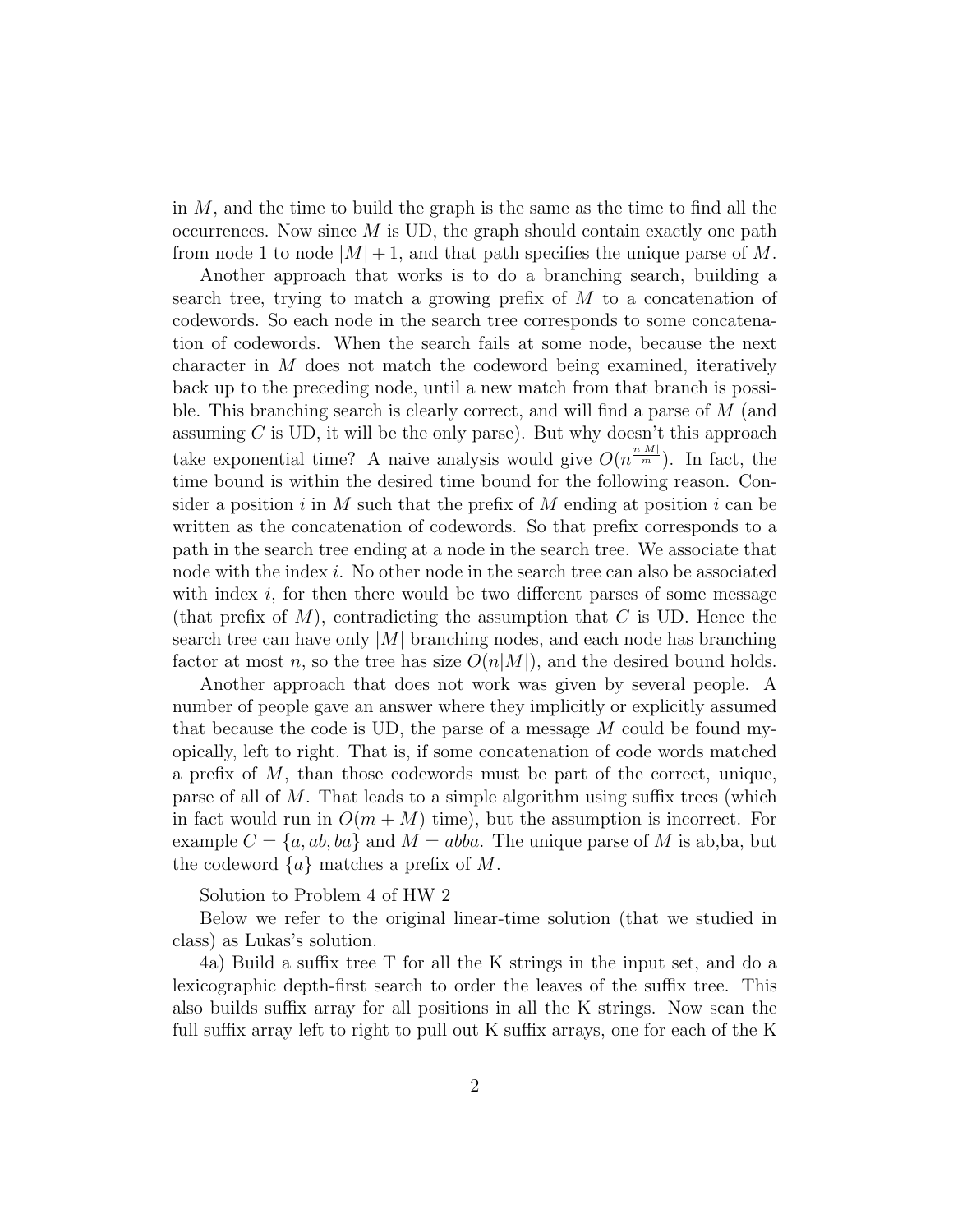in $M$, and the time to build the graph is the same as the time to find all the occurrences. Now since $M$ is UD, the graph should contain exactly one path from node 1 to node $|M| + 1$, and that path specifies the unique parse of $M$.

Another approach that works is to do a branching search, building a search tree, trying to match a growing prefix of $M$ to a concatenation of codewords. So each node in the search tree corresponds to some concatenation of codewords. When the search fails at some node, because the next character in $M$ does not match the codeword being examined, iteratively back up to the preceding node, until a new match from that branch is possible. This branching search is clearly correct, and will find a parse of $M$ (and assuming $C$ is UD, it will be the only parse). But why doesn't this approach take exponential time? A naive analysis would give $O(n^{\frac{n|M|}{m}})$. In fact, the time bound is within the desired time bound for the following reason. Consider a position $i$ in $M$ such that the prefix of $M$ ending at position $i$ can be written as the concatenation of codewords. So that prefix corresponds to a path in the search tree ending at a node in the search tree. We associate that node with the index $i$. No other node in the search tree can also be associated with index $i$, for then there would be two different parses of some message (that prefix of $M$), contradicting the assumption that $C$ is UD. Hence the search tree can have only $|M|$ branching nodes, and each node has branching factor at most $n$, so the tree has size $O(n|M|)$, and the desired bound holds.

Another approach that does not work was given by several people. A number of people gave an answer where they implicitly or explicitly assumed that because the code is UD, the parse of a message $M$ could be found myopically, left to right. That is, if some concatenation of code words matched a prefix of $M$, than those codewords must be part of the correct, unique, parse of all of $M$. That leads to a simple algorithm using suffix trees (which in fact would run in $O(m + M)$ time), but the assumption is incorrect. For example $C = \{a, ab, ba\}$ and $M = abba$. The unique parse of $M$ is ab,ba, but the codeword $\{a\}$ matches a prefix of $M$.

Solution to Problem 4 of HW 2

Below we refer to the original linear-time solution (that we studied in class) as Lukas's solution.

4a) Build a suffix tree T for all the K strings in the input set, and do a lexicographic depth-first search to order the leaves of the suffix tree. This also builds suffix array for all positions in all the K strings. Now scan the full suffix array left to right to pull out K suffix arrays, one for each of the K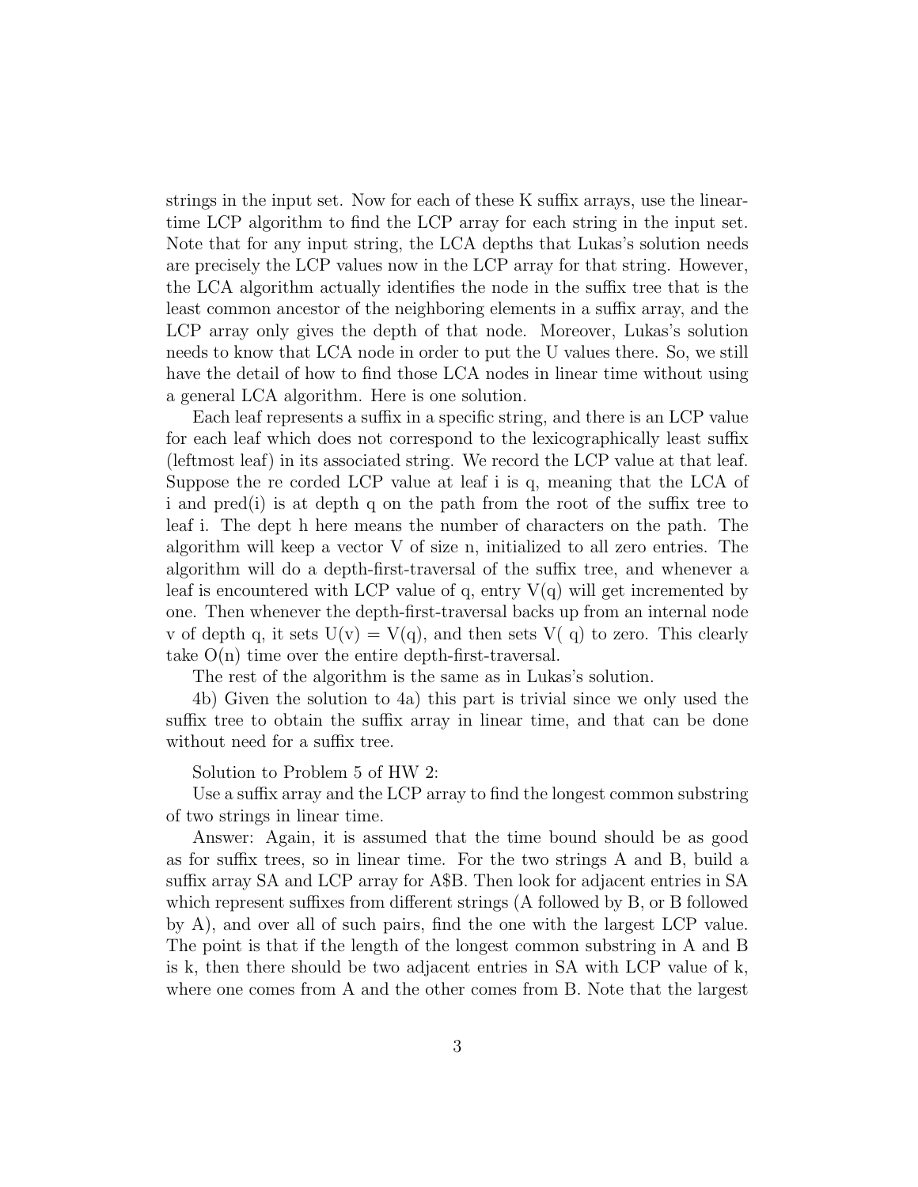strings in the input set. Now for each of these K suffix arrays, use the linear-time LCP algorithm to find the LCP array for each string in the input set. Note that for any input string, the LCA depths that Lukas's solution needs are precisely the LCP values now in the LCP array for that string. However, the LCA algorithm actually identifies the node in the suffix tree that is the least common ancestor of the neighboring elements in a suffix array, and the LCP array only gives the depth of that node. Moreover, Lukas's solution needs to know that LCA node in order to put the U values there. So, we still have the detail of how to find those LCA nodes in linear time without using a general LCA algorithm. Here is one solution.

Each leaf represents a suffix in a specific string, and there is an LCP value for each leaf which does not correspond to the lexicographically least suffix (leftmost leaf) in its associated string. We record the LCP value at that leaf. Suppose the re corded LCP value at leaf i is q, meaning that the LCA of i and pred(i) is at depth q on the path from the root of the suffix tree to leaf i. The dept h here means the number of characters on the path. The algorithm will keep a vector V of size n, initialized to all zero entries. The algorithm will do a depth-first-traversal of the suffix tree, and whenever a leaf is encountered with LCP value of q, entry V(q) will get incremented by one. Then whenever the depth-first-traversal backs up from an internal node v of depth q, it sets U(v) = V(q), and then sets V( q) to zero. This clearly take O(n) time over the entire depth-first-traversal.

The rest of the algorithm is the same as in Lukas's solution.

4b) Given the solution to 4a) this part is trivial since we only used the suffix tree to obtain the suffix array in linear time, and that can be done without need for a suffix tree.

Solution to Problem 5 of HW 2:

Use a suffix array and the LCP array to find the longest common substring of two strings in linear time.

Answer: Again, it is assumed that the time bound should be as good as for suffix trees, so in linear time. For the two strings A and B, build a suffix array SA and LCP array for A$B. Then look for adjacent entries in SA which represent suffixes from different strings (A followed by B, or B followed by A), and over all of such pairs, find the one with the largest LCP value. The point is that if the length of the longest common substring in A and B is k, then there should be two adjacent entries in SA with LCP value of k, where one comes from A and the other comes from B. Note that the largest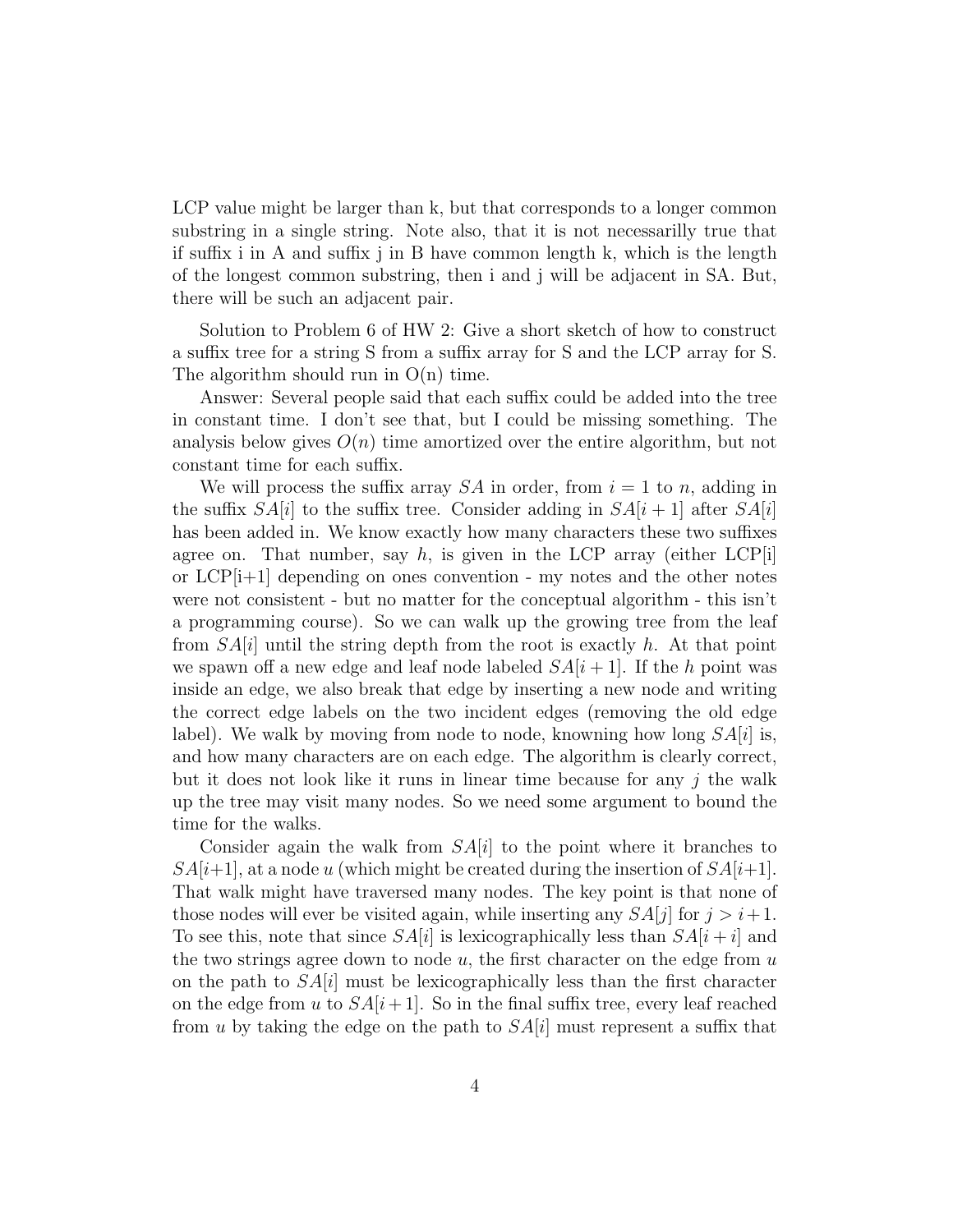LCP value might be larger than k, but that corresponds to a longer common substring in a single string. Note also, that it is not necessarily true that if suffix i in A and suffix j in B have common length k, which is the length of the longest common substring, then i and j will be adjacent in SA. But, there will be such an adjacent pair.

Solution to Problem 6 of HW 2: Give a short sketch of how to construct a suffix tree for a string S from a suffix array for S and the LCP array for S. The algorithm should run in O(n) time.

Answer: Several people said that each suffix could be added into the tree in constant time. I don't see that, but I could be missing something. The analysis below gives $O(n)$ time amortized over the entire algorithm, but not constant time for each suffix.

We will process the suffix array $SA$ in order, from $i = 1$ to $n$, adding in the suffix $SA[i]$ to the suffix tree. Consider adding in $SA[i+1]$ after $SA[i]$ has been added in. We know exactly how many characters these two suffixes agree on. That number, say $h$, is given in the LCP array (either LCP[i] or LCP[i+1] depending on ones convention - my notes and the other notes were not consistent - but no matter for the conceptual algorithm - this isn't a programming course). So we can walk up the growing tree from the leaf from $SA[i]$ until the string depth from the root is exactly $h$. At that point we spawn off a new edge and leaf node labeled $SA[i+1]$. If the $h$ point was inside an edge, we also break that edge by inserting a new node and writing the correct edge labels on the two incident edges (removing the old edge label). We walk by moving from node to node, knowning how long $SA[i]$ is, and how many characters are on each edge. The algorithm is clearly correct, but it does not look like it runs in linear time because for any $j$ the walk up the tree may visit many nodes. So we need some argument to bound the time for the walks.

Consider again the walk from $SA[i]$ to the point where it branches to $SA[i+1]$, at a node $u$ (which might be created during the insertion of $SA[i+1]$. That walk might have traversed many nodes. The key point is that none of those nodes will ever be visited again, while inserting any $SA[j]$ for $j > i+1$. To see this, note that since $SA[i]$ is lexicographically less than $SA[i+i]$ and the two strings agree down to node $u$, the first character on the edge from $u$ on the path to $SA[i]$ must be lexicographically less than the first character on the edge from $u$ to $SA[i+1]$. So in the final suffix tree, every leaf reached from $u$ by taking the edge on the path to $SA[i]$ must represent a suffix that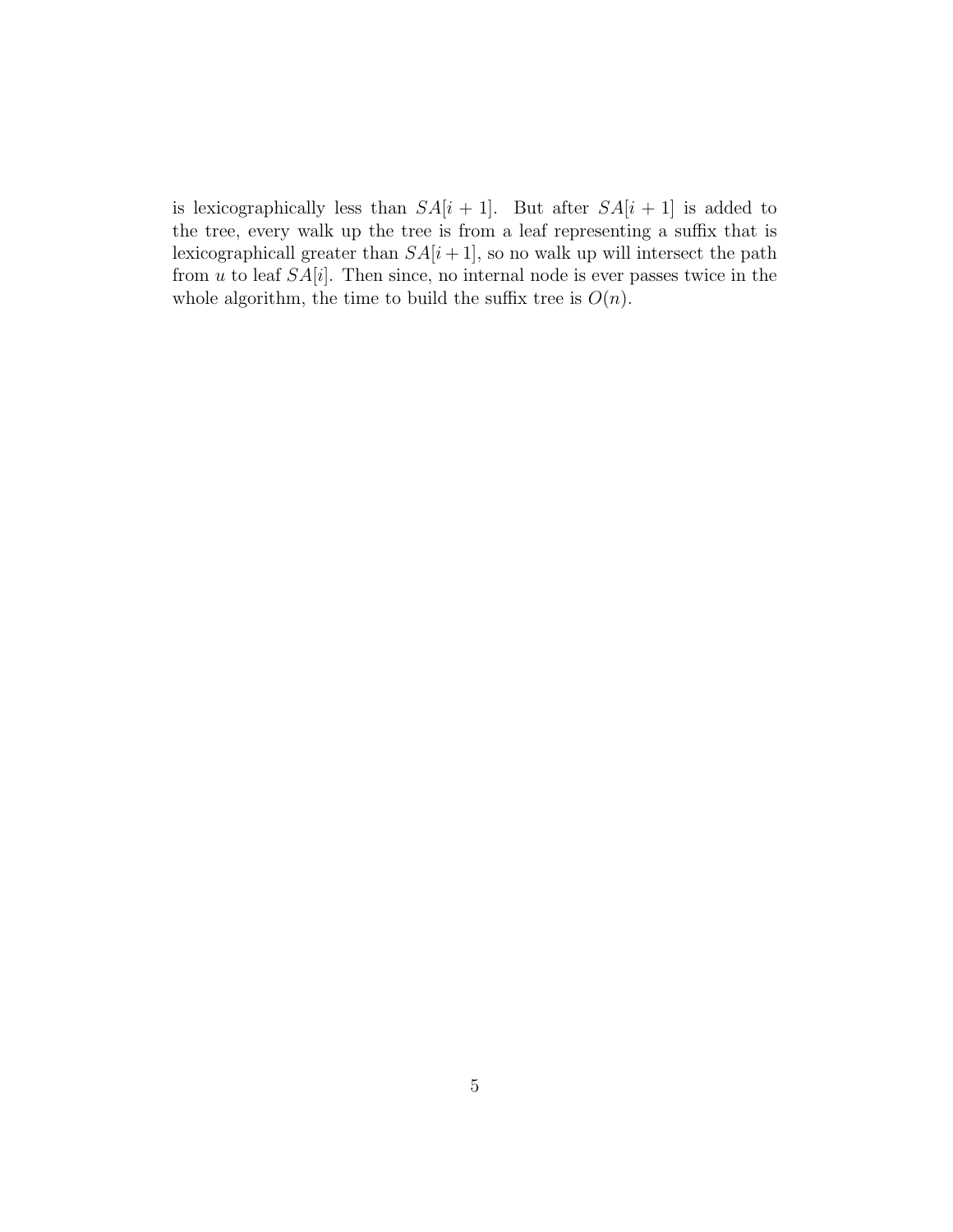is lexicographically less than $SA[i + 1]$. But after $SA[i + 1]$ is added to the tree, every walk up the tree is from a leaf representing a suffix that is lexicographicall greater than $SA[i + 1]$, so no walk up will intersect the path from $u$ to leaf $SA[i]$. Then since, no internal node is ever passes twice in the whole algorithm, the time to build the suffix tree is $O(n)$.